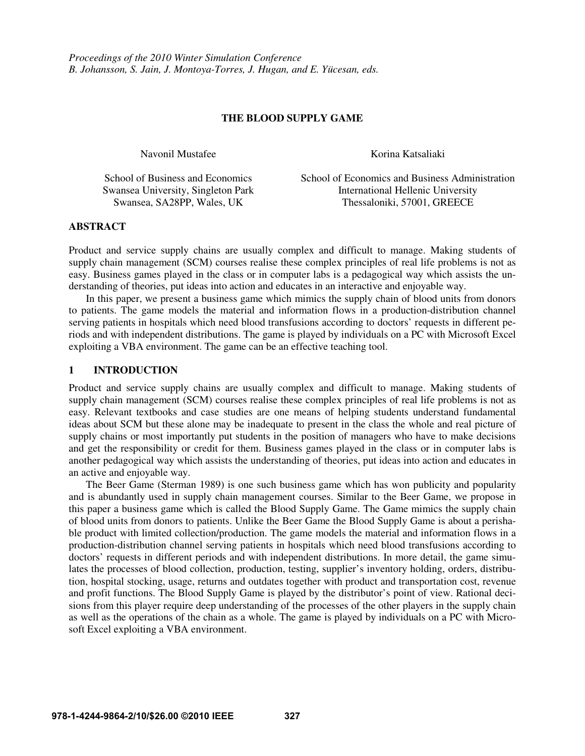*Proceedings of the 2010 Winter Simulation Conference*
*B. Johansson, S. Jain, J. Montoya-Torres, J. Hugan, and E. Yücesan, eds.*

# THE BLOOD SUPPLY GAME

Navonil Mustafee
School of Business and Economics
Swansea University, Singleton Park
Swansea, SA28PP, Wales, UK

Korina Katsaliaki
School of Economics and Business Administration
International Hellenic University
Thessaloniki, 57001, GREECE

## ABSTRACT

Product and service supply chains are usually complex and difficult to manage. Making students of supply chain management (SCM) courses realise these complex principles of real life problems is not as easy. Business games played in the class or in computer labs is a pedagogical way which assists the understanding of theories, put ideas into action and educates in an interactive and enjoyable way.

In this paper, we present a business game which mimics the supply chain of blood units from donors to patients. The game models the material and information flows in a production-distribution channel serving patients in hospitals which need blood transfusions according to doctors' requests in different periods and with independent distributions. The game is played by individuals on a PC with Microsoft Excel exploiting a VBA environment. The game can be an effective teaching tool.

## 1 INTRODUCTION

Product and service supply chains are usually complex and difficult to manage. Making students of supply chain management (SCM) courses realise these complex principles of real life problems is not as easy. Relevant textbooks and case studies are one means of helping students understand fundamental ideas about SCM but these alone may be inadequate to present in the class the whole and real picture of supply chains or most importantly put students in the position of managers who have to make decisions and get the responsibility or credit for them. Business games played in the class or in computer labs is another pedagogical way which assists the understanding of theories, put ideas into action and educates in an active and enjoyable way.

The Beer Game (Sterman 1989) is one such business game which has won publicity and popularity and is abundantly used in supply chain management courses. Similar to the Beer Game, we propose in this paper a business game which is called the Blood Supply Game. The Game mimics the supply chain of blood units from donors to patients. Unlike the Beer Game the Blood Supply Game is about a perishable product with limited collection/production. The game models the material and information flows in a production-distribution channel serving patients in hospitals which need blood transfusions according to doctors' requests in different periods and with independent distributions. In more detail, the game simulates the processes of blood collection, production, testing, supplier's inventory holding, orders, distribution, hospital stocking, usage, returns and outdates together with product and transportation cost, revenue and profit functions. The Blood Supply Game is played by the distributor's point of view. Rational decisions from this player require deep understanding of the processes of the other players in the supply chain as well as the operations of the chain as a whole. The game is played by individuals on a PC with Microsoft Excel exploiting a VBA environment.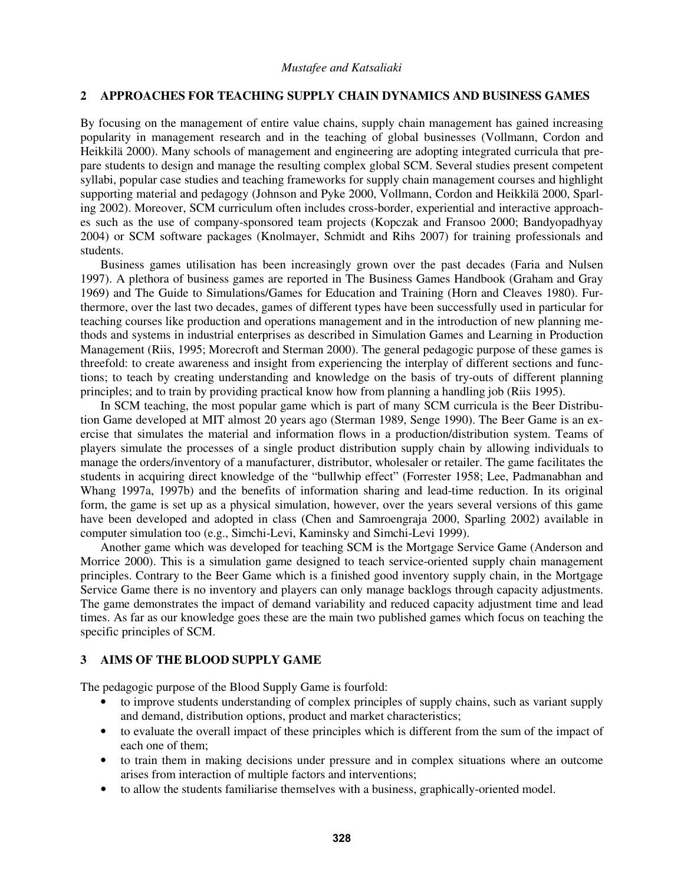## 2 APPROACHES FOR TEACHING SUPPLY CHAIN DYNAMICS AND BUSINESS GAMES

By focusing on the management of entire value chains, supply chain management has gained increasing popularity in management research and in the teaching of global businesses (Vollmann, Cordon and Heikkilä 2000). Many schools of management and engineering are adopting integrated curricula that prepare students to design and manage the resulting complex global SCM. Several studies present competent syllabi, popular case studies and teaching frameworks for supply chain management courses and highlight supporting material and pedagogy (Johnson and Pyke 2000, Vollmann, Cordon and Heikkilä 2000, Sparling 2002). Moreover, SCM curriculum often includes cross-border, experiential and interactive approaches such as the use of company-sponsored team projects (Kopczak and Fransoo 2000; Bandyopadhyay 2004) or SCM software packages (Knolmayer, Schmidt and Rihs 2007) for training professionals and students.

Business games utilisation has been increasingly grown over the past decades (Faria and Nulsen 1997). A plethora of business games are reported in The Business Games Handbook (Graham and Gray 1969) and The Guide to Simulations/Games for Education and Training (Horn and Cleaves 1980). Furthermore, over the last two decades, games of different types have been successfully used in particular for teaching courses like production and operations management and in the introduction of new planning methods and systems in industrial enterprises as described in Simulation Games and Learning in Production Management (Riis, 1995; Morecroft and Sterman 2000). The general pedagogic purpose of these games is threefold: to create awareness and insight from experiencing the interplay of different sections and functions; to teach by creating understanding and knowledge on the basis of try-outs of different planning principles; and to train by providing practical know how from planning a handling job (Riis 1995).

In SCM teaching, the most popular game which is part of many SCM curricula is the Beer Distribution Game developed at MIT almost 20 years ago (Sterman 1989, Senge 1990). The Beer Game is an exercise that simulates the material and information flows in a production/distribution system. Teams of players simulate the processes of a single product distribution supply chain by allowing individuals to manage the orders/inventory of a manufacturer, distributor, wholesaler or retailer. The game facilitates the students in acquiring direct knowledge of the "bullwhip effect" (Forrester 1958; Lee, Padmanabhan and Whang 1997a, 1997b) and the benefits of information sharing and lead-time reduction. In its original form, the game is set up as a physical simulation, however, over the years several versions of this game have been developed and adopted in class (Chen and Samroengraja 2000, Sparling 2002) available in computer simulation too (e.g., Simchi-Levi, Kaminsky and Simchi-Levi 1999).

Another game which was developed for teaching SCM is the Mortgage Service Game (Anderson and Morrice 2000). This is a simulation game designed to teach service-oriented supply chain management principles. Contrary to the Beer Game which is a finished good inventory supply chain, in the Mortgage Service Game there is no inventory and players can only manage backlogs through capacity adjustments. The game demonstrates the impact of demand variability and reduced capacity adjustment time and lead times. As far as our knowledge goes these are the main two published games which focus on teaching the specific principles of SCM.

## 3 AIMS OF THE BLOOD SUPPLY GAME

The pedagogic purpose of the Blood Supply Game is fourfold:

- to improve students understanding of complex principles of supply chains, such as variant supply and demand, distribution options, product and market characteristics;
- to evaluate the overall impact of these principles which is different from the sum of the impact of each one of them;
- to train them in making decisions under pressure and in complex situations where an outcome arises from interaction of multiple factors and interventions;
- to allow the students familiarise themselves with a business, graphically-oriented model.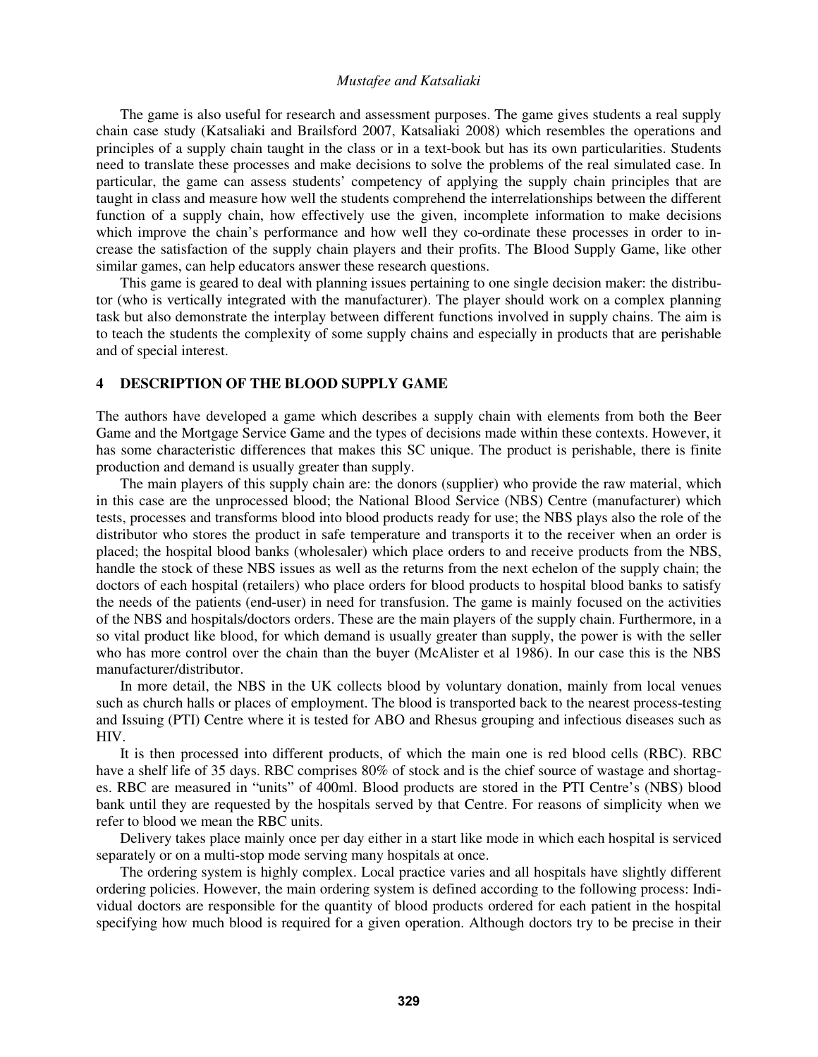The game is also useful for research and assessment purposes. The game gives students a real supply chain case study (Katsaliaki and Brailsford 2007, Katsaliaki 2008) which resembles the operations and principles of a supply chain taught in the class or in a text-book but has its own particularities. Students need to translate these processes and make decisions to solve the problems of the real simulated case. In particular, the game can assess students' competency of applying the supply chain principles that are taught in class and measure how well the students comprehend the interrelationships between the different function of a supply chain, how effectively use the given, incomplete information to make decisions which improve the chain's performance and how well they co-ordinate these processes in order to increase the satisfaction of the supply chain players and their profits. The Blood Supply Game, like other similar games, can help educators answer these research questions.

This game is geared to deal with planning issues pertaining to one single decision maker: the distributor (who is vertically integrated with the manufacturer). The player should work on a complex planning task but also demonstrate the interplay between different functions involved in supply chains. The aim is to teach the students the complexity of some supply chains and especially in products that are perishable and of special interest.

## 4 DESCRIPTION OF THE BLOOD SUPPLY GAME

The authors have developed a game which describes a supply chain with elements from both the Beer Game and the Mortgage Service Game and the types of decisions made within these contexts. However, it has some characteristic differences that makes this SC unique. The product is perishable, there is finite production and demand is usually greater than supply.

The main players of this supply chain are: the donors (supplier) who provide the raw material, which in this case are the unprocessed blood; the National Blood Service (NBS) Centre (manufacturer) which tests, processes and transforms blood into blood products ready for use; the NBS plays also the role of the distributor who stores the product in safe temperature and transports it to the receiver when an order is placed; the hospital blood banks (wholesaler) which place orders to and receive products from the NBS, handle the stock of these NBS issues as well as the returns from the next echelon of the supply chain; the doctors of each hospital (retailers) who place orders for blood products to hospital blood banks to satisfy the needs of the patients (end-user) in need for transfusion. The game is mainly focused on the activities of the NBS and hospitals/doctors orders. These are the main players of the supply chain. Furthermore, in a so vital product like blood, for which demand is usually greater than supply, the power is with the seller who has more control over the chain than the buyer (McAlister et al 1986). In our case this is the NBS manufacturer/distributor.

In more detail, the NBS in the UK collects blood by voluntary donation, mainly from local venues such as church halls or places of employment. The blood is transported back to the nearest process-testing and Issuing (PTI) Centre where it is tested for ABO and Rhesus grouping and infectious diseases such as HIV.

It is then processed into different products, of which the main one is red blood cells (RBC). RBC have a shelf life of 35 days. RBC comprises 80% of stock and is the chief source of wastage and shortages. RBC are measured in "units" of 400ml. Blood products are stored in the PTI Centre's (NBS) blood bank until they are requested by the hospitals served by that Centre. For reasons of simplicity when we refer to blood we mean the RBC units.

Delivery takes place mainly once per day either in a start like mode in which each hospital is serviced separately or on a multi-stop mode serving many hospitals at once.

The ordering system is highly complex. Local practice varies and all hospitals have slightly different ordering policies. However, the main ordering system is defined according to the following process: Individual doctors are responsible for the quantity of blood products ordered for each patient in the hospital specifying how much blood is required for a given operation. Although doctors try to be precise in their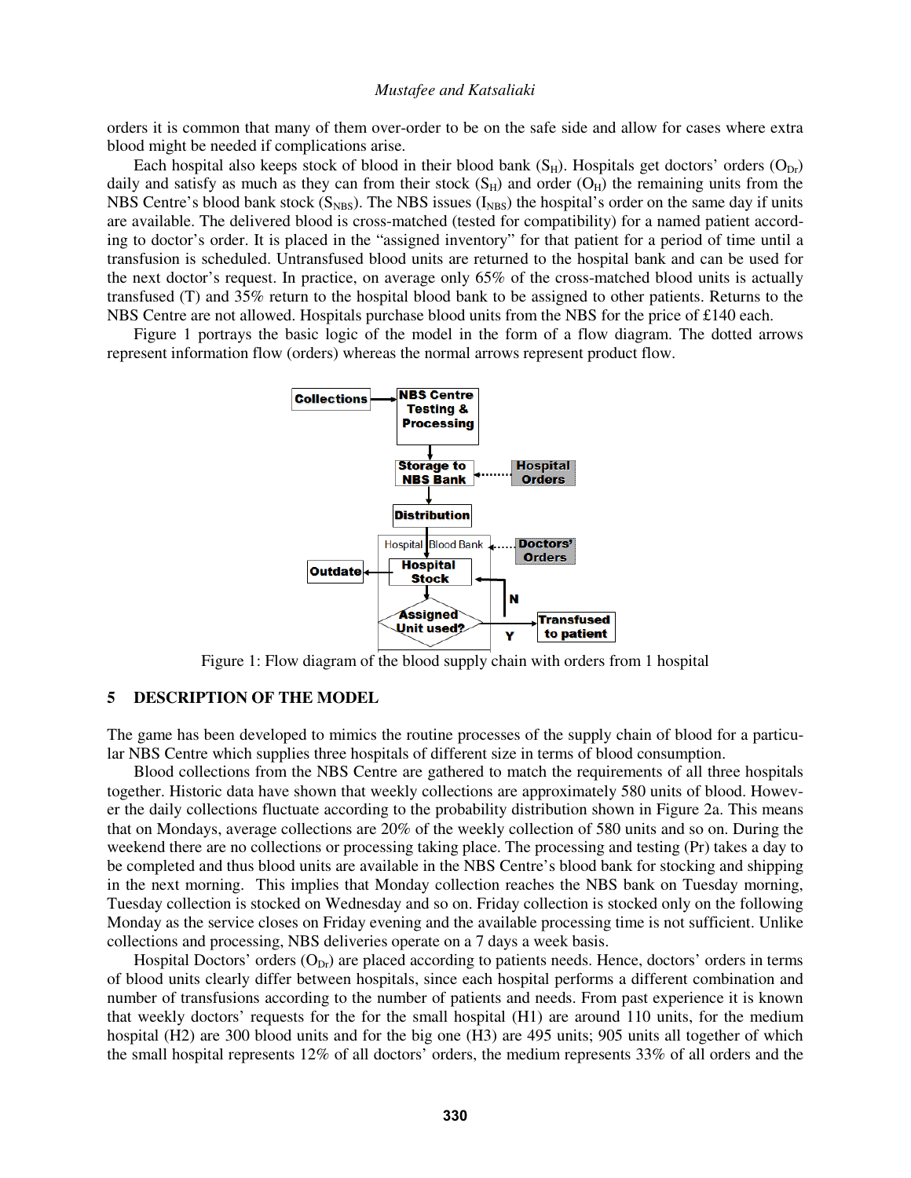orders it is common that many of them over-order to be on the safe side and allow for cases where extra blood might be needed if complications arise.

Each hospital also keeps stock of blood in their blood bank ($S_H$). Hospitals get doctors' orders ($O_{Dr}$) daily and satisfy as much as they can from their stock ($S_H$) and order ($O_H$) the remaining units from the NBS Centre's blood bank stock ($S_{NBS}$). The NBS issues ($I_{NBS}$) the hospital's order on the same day if units are available. The delivered blood is cross-matched (tested for compatibility) for a named patient according to doctor's order. It is placed in the "assigned inventory" for that patient for a period of time until a transfusion is scheduled. Untransfused blood units are returned to the hospital bank and can be used for the next doctor's request. In practice, on average only 65% of the cross-matched blood units is actually transfused (T) and 35% return to the hospital blood bank to be assigned to other patients. Returns to the NBS Centre are not allowed. Hospitals purchase blood units from the NBS for the price of £140 each.

Figure 1 portrays the basic logic of the model in the form of a flow diagram. The dotted arrows represent information flow (orders) whereas the normal arrows represent product flow.

Figure 1: Flow diagram of the blood supply chain with orders from 1 hospital

## 5 DESCRIPTION OF THE MODEL

The game has been developed to mimics the routine processes of the supply chain of blood for a particular NBS Centre which supplies three hospitals of different size in terms of blood consumption.

Blood collections from the NBS Centre are gathered to match the requirements of all three hospitals together. Historic data have shown that weekly collections are approximately 580 units of blood. However the daily collections fluctuate according to the probability distribution shown in Figure 2a. This means that on Mondays, average collections are 20% of the weekly collection of 580 units and so on. During the weekend there are no collections or processing taking place. The processing and testing (Pr) takes a day to be completed and thus blood units are available in the NBS Centre's blood bank for stocking and shipping in the next morning. This implies that Monday collection reaches the NBS bank on Tuesday morning, Tuesday collection is stocked on Wednesday and so on. Friday collection is stocked only on the following Monday as the service closes on Friday evening and the available processing time is not sufficient. Unlike collections and processing, NBS deliveries operate on a 7 days a week basis.

Hospital Doctors' orders ($O_{Dr}$) are placed according to patients needs. Hence, doctors' orders in terms of blood units clearly differ between hospitals, since each hospital performs a different combination and number of transfusions according to the number of patients and needs. From past experience it is known that weekly doctors' requests for the for the small hospital (H1) are around 110 units, for the medium hospital (H2) are 300 blood units and for the big one (H3) are 495 units; 905 units all together of which the small hospital represents 12% of all doctors' orders, the medium represents 33% of all orders and the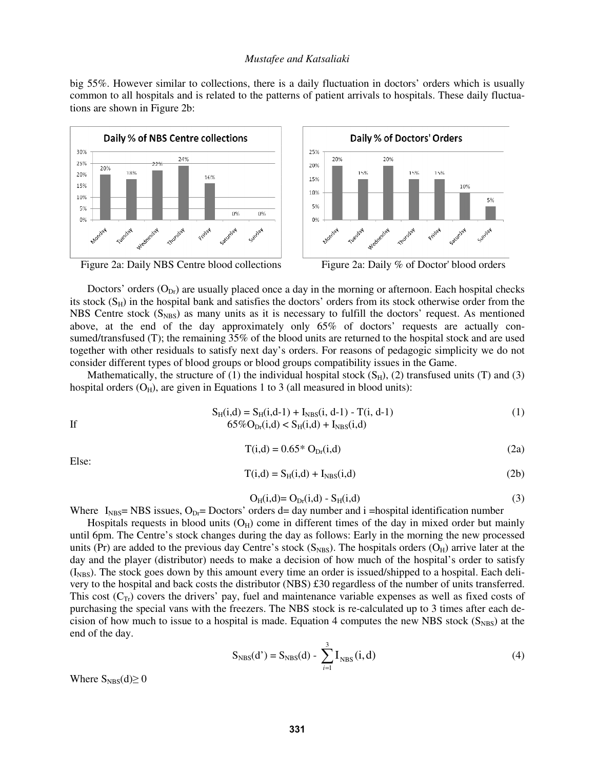big 55%. However similar to collections, there is a daily fluctuation in doctors' orders which is usually common to all hospitals and is related to the patterns of patient arrivals to hospitals. These daily fluctuations are shown in Figure 2b:

Figure 2a: Daily NBS Centre blood collections

Figure 2a: Daily % of Doctor' blood orders

Doctors' orders ($O_{Dr}$) are usually placed once a day in the morning or afternoon. Each hospital checks its stock ($S_H$) in the hospital bank and satisfies the doctors' orders from its stock otherwise order from the NBS Centre stock ($S_{NBS}$) as many units as it is necessary to fulfill the doctors' request. As mentioned above, at the end of the day approximately only 65% of doctors' requests are actually consumed/transfused (T); the remaining 35% of the blood units are returned to the hospital stock and are used together with other residuals to satisfy next day's orders. For reasons of pedagogic simplicity we do not consider different types of blood groups or blood groups compatibility issues in the Game.

Mathematically, the structure of (1) the individual hospital stock ($S_H$), (2) transfused units (T) and (3) hospital orders ($O_H$), are given in Equations 1 to 3 (all measured in blood units):

$$S_H(i,d) = S_H(i,d-1) + I_{NBS}(i, d-1) - T(i, d-1) \quad (1)$$

If

$$65\% O_{Dr}(i,d) < S_H(i,d) + I_{NBS}(i,d)$$

$$T(i,d) = 0.65 * O_{Dr}(i,d) \quad (2a)$$

Else:

$$T(i,d) = S_H(i,d) + I_{NBS}(i,d) \quad (2b)$$

$$O_H(i,d) = O_{Dr}(i,d) - S_H(i,d) \quad (3)$$

Where $I_{NBS}$= NBS issues, $O_{Dr}$= Doctors' orders d= day number and i =hospital identification number

Hospitals requests in blood units ($O_H$) come in different times of the day in mixed order but mainly until 6pm. The Centre's stock changes during the day as follows: Early in the morning the new processed units (Pr) are added to the previous day Centre's stock ($S_{NBS}$). The hospitals orders ($O_H$) arrive later at the day and the player (distributor) needs to make a decision of how much of the hospital's order to satisfy ($I_{NBS}$). The stock goes down by this amount every time an order is issued/shipped to a hospital. Each delivery to the hospital and back costs the distributor (NBS) £30 regardless of the number of units transferred. This cost ($C_{Tr}$) covers the drivers' pay, fuel and maintenance variable expenses as well as fixed costs of purchasing the special vans with the freezers. The NBS stock is re-calculated up to 3 times after each decision of how much to issue to a hospital is made. Equation 4 computes the new NBS stock ($S_{NBS}$) at the end of the day.

$$S_{NBS}(d') = S_{NBS}(d) - \sum_{i=1}^{3} I_{NBS}(i, d) \quad (4)$$

Where $S_{NBS}(d) \geq 0$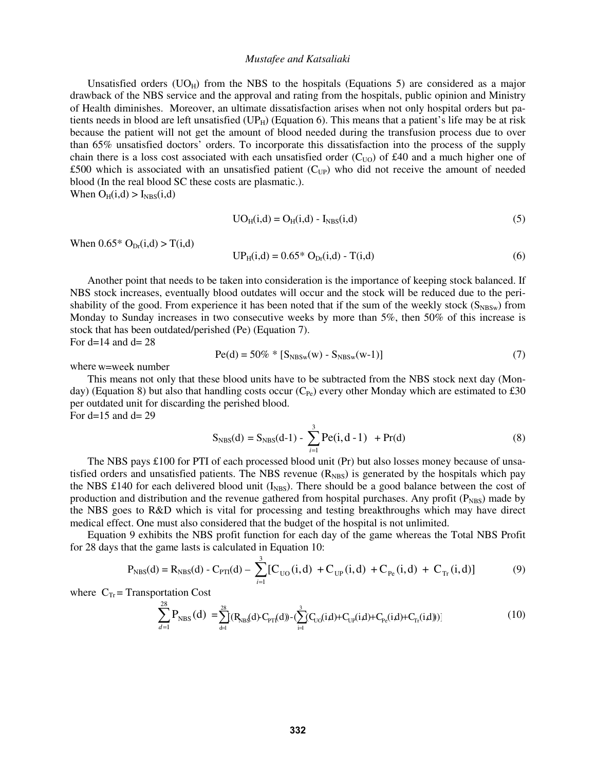Unsatisfied orders ($UO_H$) from the NBS to the hospitals (Equations 5) are considered as a major drawback of the NBS service and the approval and rating from the hospitals, public opinion and Ministry of Health diminishes. Moreover, an ultimate dissatisfaction arises when not only hospital orders but patients needs in blood are left unsatisfied ($UP_H$) (Equation 6). This means that a patient's life may be at risk because the patient will not get the amount of blood needed during the transfusion process due to over than 65% unsatisfied doctors' orders. To incorporate this dissatisfaction into the process of the supply chain there is a loss cost associated with each unsatisfied order ($C_{UO}$) of £40 and a much higher one of £500 which is associated with an unsatisfied patient ($C_{UP}$) who did not receive the amount of needed blood (In the real blood SC these costs are plasmatic.).

When $O_H(i,d) > I_{NBS}(i,d)$

$$UO_H(i,d) = O_H(i,d) - I_{NBS}(i,d) \tag{5}$$

When $0.65 * O_{Dr}(i,d) > T(i,d)$

$$UP_H(i,d) = 0.65 * O_{Dr}(i,d) - T(i,d) \tag{6}$$

Another point that needs to be taken into consideration is the importance of keeping stock balanced. If NBS stock increases, eventually blood outdates will occur and the stock will be reduced due to the perishability of the good. From experience it has been noted that if the sum of the weekly stock ($S_{NBSw}$) from Monday to Sunday increases in two consecutive weeks by more than 5%, then 50% of this increase is stock that has been outdated/perished (Pe) (Equation 7).

For d=14 and d= 28

$$Pe(d) = 50\% * [S_{NBSw}(w) - S_{NBSw}(w-1)] \tag{7}$$

where w=week number

This means not only that these blood units have to be subtracted from the NBS stock next day (Monday) (Equation 8) but also that handling costs occur ($C_{Pe}$) every other Monday which are estimated to £30 per outdated unit for discarding the perished blood.

For d=15 and d= 29

$$S_{NBS}(d) = S_{NBS}(d-1) - \sum_{i=1}^{3} Pe(i, d-1) + Pr(d) \tag{8}$$

The NBS pays £100 for PTI of each processed blood unit (Pr) but also losses money because of unsatisfied orders and unsatisfied patients. The NBS revenue ($R_{NBS}$) is generated by the hospitals which pay the NBS £140 for each delivered blood unit ($I_{NBS}$). There should be a good balance between the cost of production and distribution and the revenue gathered from hospital purchases. Any profit ($P_{NBS}$) made by the NBS goes to R&D which is vital for processing and testing breakthroughs which may have direct medical effect. One must also considered that the budget of the hospital is not unlimited.

Equation 9 exhibits the NBS profit function for each day of the game whereas the Total NBS Profit for 28 days that the game lasts is calculated in Equation 10:

$$P_{NBS}(d) = R_{NBS}(d) - C_{PTI}(d) - \sum_{i=1}^{3}[C_{UO}(i,d) + C_{UP}(i,d) + C_{Pe}(i,d) + C_{Tr}(i,d)] \tag{9}$$

where $C_{Tr}$ = Transportation Cost

$$\sum_{d=1}^{28} P_{NBS}(d) = \sum_{d=1}^{28}[(R_{NBS}(d) - C_{PTI}(d)) - (\sum_{i=1}^{3}(C_{UO}(i,d) + C_{UP}(i,d) + C_{Pe}(i,d) + C_{Tr}(i,d)))] \tag{10}$$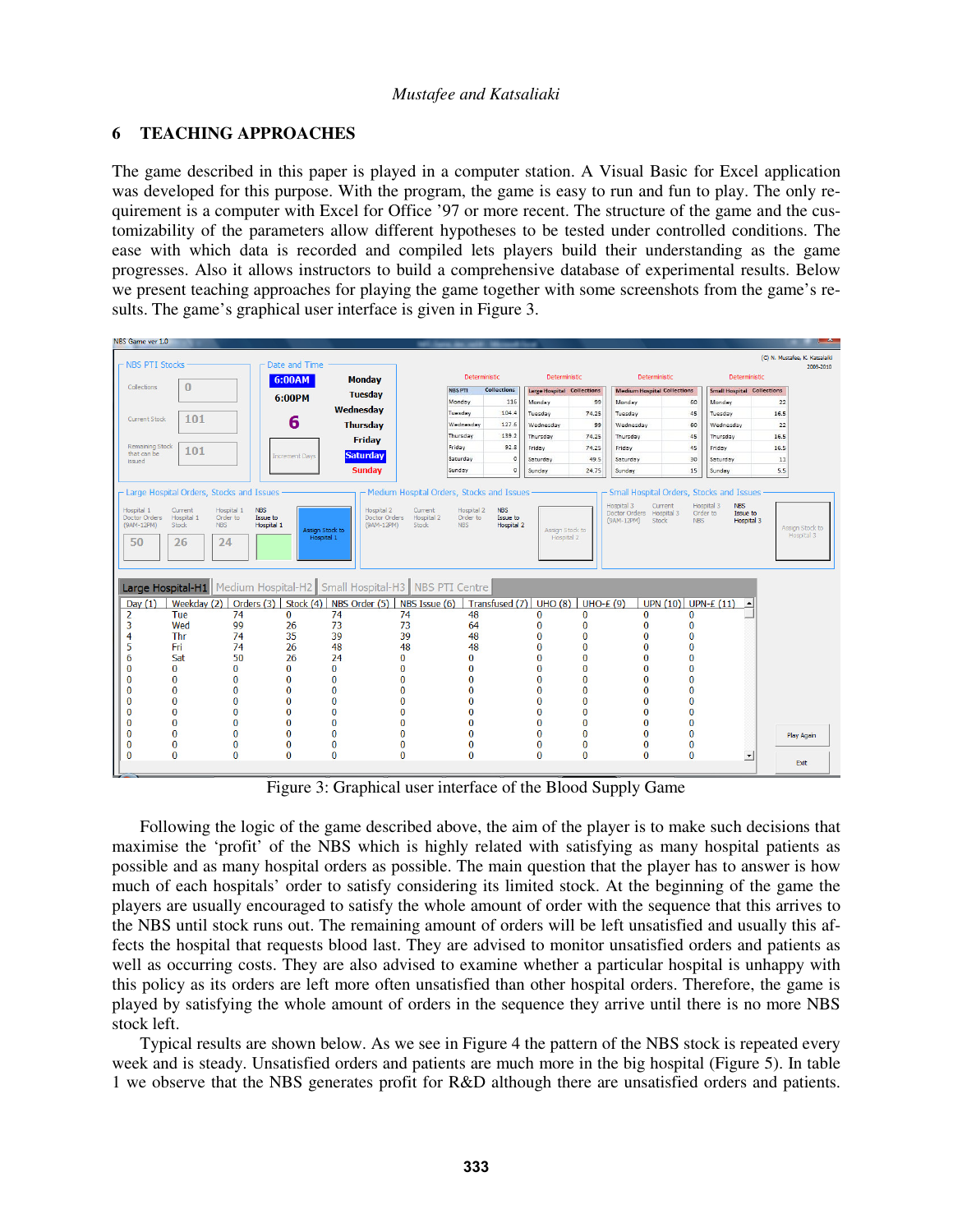## 6 TEACHING APPROACHES

The game described in this paper is played in a computer station. A Visual Basic for Excel application was developed for this purpose. With the program, the game is easy to run and fun to play. The only requirement is a computer with Excel for Office '97 or more recent. The structure of the game and the customizability of the parameters allow different hypotheses to be tested under controlled conditions. The ease with which data is recorded and compiled lets players build their understanding as the game progresses. Also it allows instructors to build a comprehensive database of experimental results. Below we present teaching approaches for playing the game together with some screenshots from the game's results. The game's graphical user interface is given in Figure 3.

Figure 3: Graphical user interface of the Blood Supply Game

Following the logic of the game described above, the aim of the player is to make such decisions that maximise the 'profit' of the NBS which is highly related with satisfying as many hospital patients as possible and as many hospital orders as possible. The main question that the player has to answer is how much of each hospitals' order to satisfy considering its limited stock. At the beginning of the game the players are usually encouraged to satisfy the whole amount of order with the sequence that this arrives to the NBS until stock runs out. The remaining amount of orders will be left unsatisfied and usually this affects the hospital that requests blood last. They are advised to monitor unsatisfied orders and patients as well as occurring costs. They are also advised to examine whether a particular hospital is unhappy with this policy as its orders are left more often unsatisfied than other hospital orders. Therefore, the game is played by satisfying the whole amount of orders in the sequence they arrive until there is no more NBS stock left.

Typical results are shown below. As we see in Figure 4 the pattern of the NBS stock is repeated every week and is steady. Unsatisfied orders and patients are much more in the big hospital (Figure 5). In table 1 we observe that the NBS generates profit for R&D although there are unsatisfied orders and patients.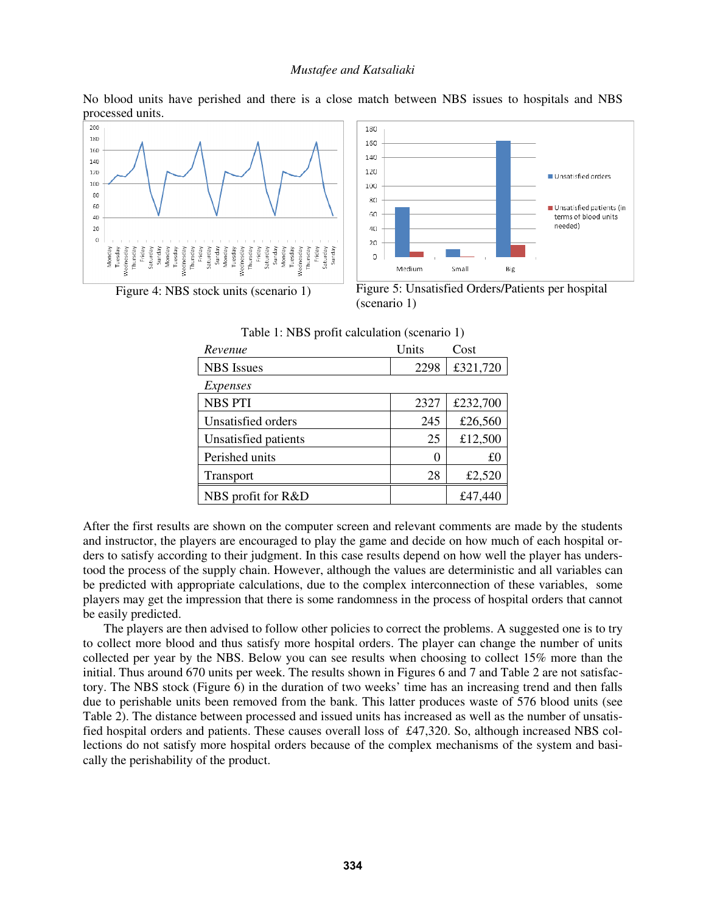No blood units have perished and there is a close match between NBS issues to hospitals and NBS processed units.

Figure 4: NBS stock units (scenario 1)

Figure 5: Unsatisfied Orders/Patients per hospital (scenario 1)

Table 1: NBS profit calculation (scenario 1)

| *Revenue* | Units | Cost |
|---|---|---|
| NBS Issues | 2298 | £321,720 |
| *Expenses* | | |
| NBS PTI | 2327 | £232,700 |
| Unsatisfied orders | 245 | £26,560 |
| Unsatisfied patients | 25 | £12,500 |
| Perished units | 0 | £0 |
| Transport | 28 | £2,520 |
| NBS profit for R&D | | £47,440 |

After the first results are shown on the computer screen and relevant comments are made by the students and instructor, the players are encouraged to play the game and decide on how much of each hospital orders to satisfy according to their judgment. In this case results depend on how well the player has understood the process of the supply chain. However, although the values are deterministic and all variables can be predicted with appropriate calculations, due to the complex interconnection of these variables, some players may get the impression that there is some randomness in the process of hospital orders that cannot be easily predicted.

The players are then advised to follow other policies to correct the problems. A suggested one is to try to collect more blood and thus satisfy more hospital orders. The player can change the number of units collected per year by the NBS. Below you can see results when choosing to collect 15% more than the initial. Thus around 670 units per week. The results shown in Figures 6 and 7 and Table 2 are not satisfactory. The NBS stock (Figure 6) in the duration of two weeks' time has an increasing trend and then falls due to perishable units been removed from the bank. This latter produces waste of 576 blood units (see Table 2). The distance between processed and issued units has increased as well as the number of unsatisfied hospital orders and patients. These causes overall loss of £47,320. So, although increased NBS collections do not satisfy more hospital orders because of the complex mechanisms of the system and basically the perishability of the product.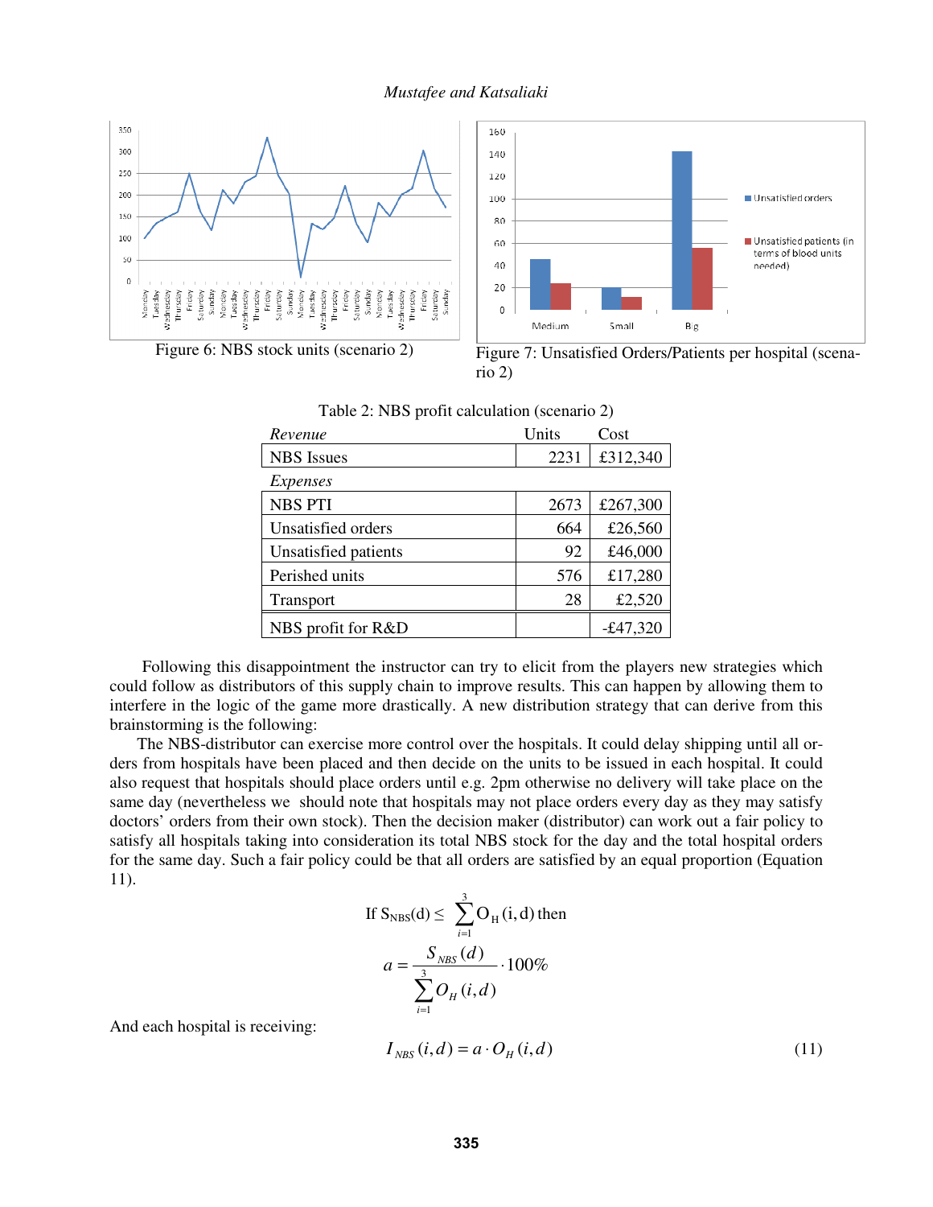Figure 6: NBS stock units (scenario 2)

Figure 7: Unsatisfied Orders/Patients per hospital (scenario 2)

Table 2: NBS profit calculation (scenario 2)

| *Revenue* | Units | Cost |
|---|---|---|
| NBS Issues | 2231 | £312,340 |
| *Expenses* | | |
| NBS PTI | 2673 | £267,300 |
| Unsatisfied orders | 664 | £26,560 |
| Unsatisfied patients | 92 | £46,000 |
| Perished units | 576 | £17,280 |
| Transport | 28 | £2,520 |
| NBS profit for R&D | | -£47,320 |

Following this disappointment the instructor can try to elicit from the players new strategies which could follow as distributors of this supply chain to improve results. This can happen by allowing them to interfere in the logic of the game more drastically. A new distribution strategy that can derive from this brainstorming is the following:

The NBS-distributor can exercise more control over the hospitals. It could delay shipping until all orders from hospitals have been placed and then decide on the units to be issued in each hospital. It could also request that hospitals should place orders until e.g. 2pm otherwise no delivery will take place on the same day (nevertheless we should note that hospitals may not place orders every day as they may satisfy doctors' orders from their own stock). Then the decision maker (distributor) can work out a fair policy to satisfy all hospitals taking into consideration its total NBS stock for the day and the total hospital orders for the same day. Such a fair policy could be that all orders are satisfied by an equal proportion (Equation 11).

$$\text{If } S_{NBS}(d) \leq \sum_{i=1}^{3} O_H(i,d) \text{ then}$$

$$a = \frac{S_{NBS}(d)}{\sum_{i=1}^{3} O_H(i,d)} \cdot 100\%$$

And each hospital is receiving:

$$I_{NBS}(i,d) = a \cdot O_H(i,d) \tag{11}$$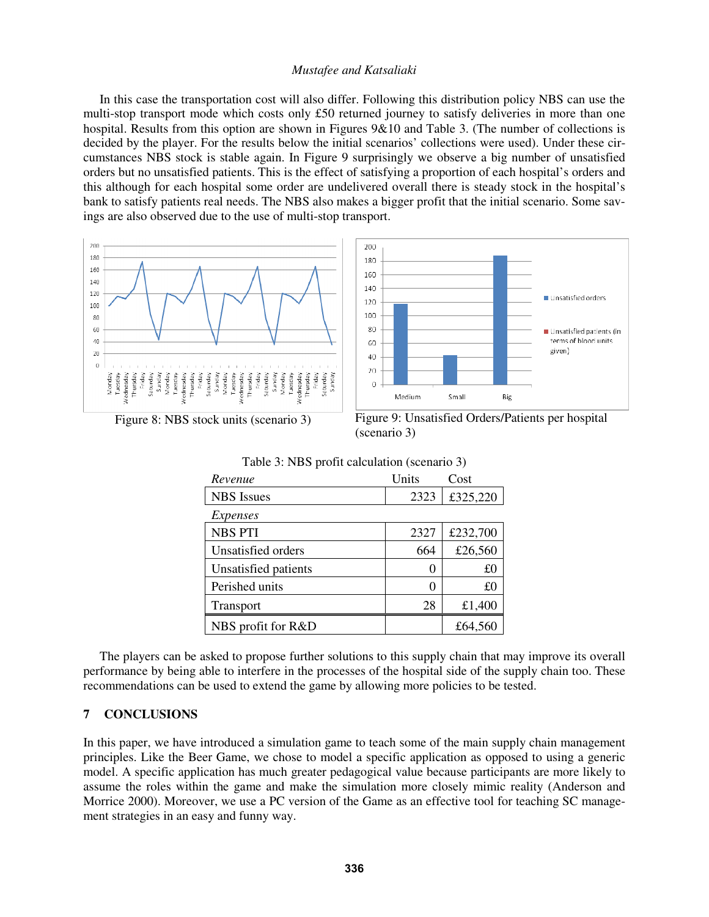In this case the transportation cost will also differ. Following this distribution policy NBS can use the multi-stop transport mode which costs only £50 returned journey to satisfy deliveries in more than one hospital. Results from this option are shown in Figures 9&10 and Table 3. (The number of collections is decided by the player. For the results below the initial scenarios' collections were used). Under these circumstances NBS stock is stable again. In Figure 9 surprisingly we observe a big number of unsatisfied orders but no unsatisfied patients. This is the effect of satisfying a proportion of each hospital's orders and this although for each hospital some order are undelivered overall there is steady stock in the hospital's bank to satisfy patients real needs. The NBS also makes a bigger profit that the initial scenario. Some savings are also observed due to the use of multi-stop transport.

Figure 8: NBS stock units (scenario 3)

Figure 9: Unsatisfied Orders/Patients per hospital (scenario 3)

Table 3: NBS profit calculation (scenario 3)

| *Revenue* | Units | Cost |
|---|---|---|
| NBS Issues | 2323 | £325,220 |
| *Expenses* | | |
| NBS PTI | 2327 | £232,700 |
| Unsatisfied orders | 664 | £26,560 |
| Unsatisfied patients | 0 | £0 |
| Perished units | 0 | £0 |
| Transport | 28 | £1,400 |
| NBS profit for R&D | | £64,560 |

The players can be asked to propose further solutions to this supply chain that may improve its overall performance by being able to interfere in the processes of the hospital side of the supply chain too. These recommendations can be used to extend the game by allowing more policies to be tested.

## 7 CONCLUSIONS

In this paper, we have introduced a simulation game to teach some of the main supply chain management principles. Like the Beer Game, we chose to model a specific application as opposed to using a generic model. A specific application has much greater pedagogical value because participants are more likely to assume the roles within the game and make the simulation more closely mimic reality (Anderson and Morrice 2000). Moreover, we use a PC version of the Game as an effective tool for teaching SC management strategies in an easy and funny way.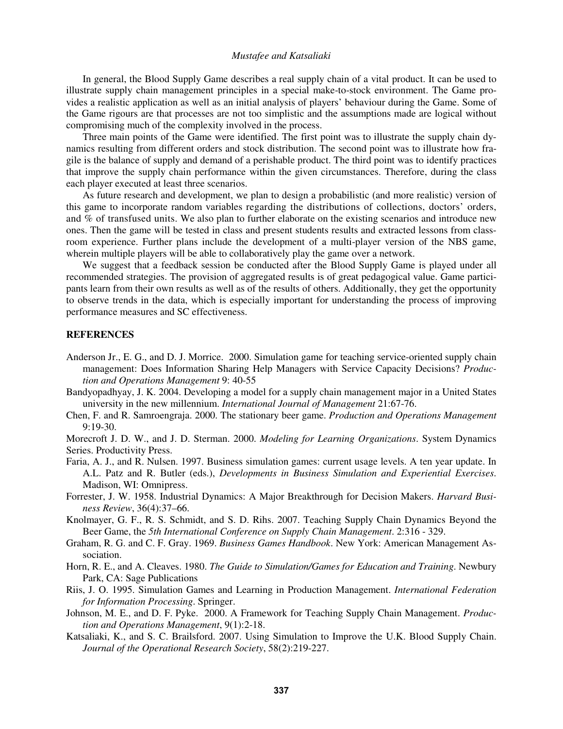In general, the Blood Supply Game describes a real supply chain of a vital product. It can be used to illustrate supply chain management principles in a special make-to-stock environment. The Game provides a realistic application as well as an initial analysis of players' behaviour during the Game. Some of the Game rigours are that processes are not too simplistic and the assumptions made are logical without compromising much of the complexity involved in the process.

Three main points of the Game were identified. The first point was to illustrate the supply chain dynamics resulting from different orders and stock distribution. The second point was to illustrate how fragile is the balance of supply and demand of a perishable product. The third point was to identify practices that improve the supply chain performance within the given circumstances. Therefore, during the class each player executed at least three scenarios.

As future research and development, we plan to design a probabilistic (and more realistic) version of this game to incorporate random variables regarding the distributions of collections, doctors' orders, and % of transfused units. We also plan to further elaborate on the existing scenarios and introduce new ones. Then the game will be tested in class and present students results and extracted lessons from classroom experience. Further plans include the development of a multi-player version of the NBS game, wherein multiple players will be able to collaboratively play the game over a network.

We suggest that a feedback session be conducted after the Blood Supply Game is played under all recommended strategies. The provision of aggregated results is of great pedagogical value. Game participants learn from their own results as well as of the results of others. Additionally, they get the opportunity to observe trends in the data, which is especially important for understanding the process of improving performance measures and SC effectiveness.

## REFERENCES

Anderson Jr., E. G., and D. J. Morrice. 2000. Simulation game for teaching service-oriented supply chain management: Does Information Sharing Help Managers with Service Capacity Decisions? *Production and Operations Management* 9: 40-55

Bandyopadhyay, J. K. 2004. Developing a model for a supply chain management major in a United States university in the new millennium. *International Journal of Management* 21:67-76.

Chen, F. and R. Samroengraja. 2000. The stationary beer game. *Production and Operations Management* 9:19-30.

Morecroft J. D. W., and J. D. Sterman. 2000. *Modeling for Learning Organizations*. System Dynamics Series. Productivity Press.

Faria, A. J., and R. Nulsen. 1997. Business simulation games: current usage levels. A ten year update. In A.L. Patz and R. Butler (eds.), *Developments in Business Simulation and Experiential Exercises*. Madison, WI: Omnipress.

Forrester, J. W. 1958. Industrial Dynamics: A Major Breakthrough for Decision Makers. *Harvard Business Review*, 36(4):37–66.

Knolmayer, G. F., R. S. Schmidt, and S. D. Rihs. 2007. Teaching Supply Chain Dynamics Beyond the Beer Game, the *5th International Conference on Supply Chain Management*. 2:316 - 329.

Graham, R. G. and C. F. Gray. 1969. *Business Games Handbook*. New York: American Management Association.

Horn, R. E., and A. Cleaves. 1980. *The Guide to Simulation/Games for Education and Training*. Newbury Park, CA: Sage Publications

Riis, J. O. 1995. Simulation Games and Learning in Production Management. *International Federation for Information Processing*. Springer.

Johnson, M. E., and D. F. Pyke. 2000. A Framework for Teaching Supply Chain Management. *Production and Operations Management*, 9(1):2-18.

Katsaliaki, K., and S. C. Brailsford. 2007. Using Simulation to Improve the U.K. Blood Supply Chain. *Journal of the Operational Research Society*, 58(2):219-227.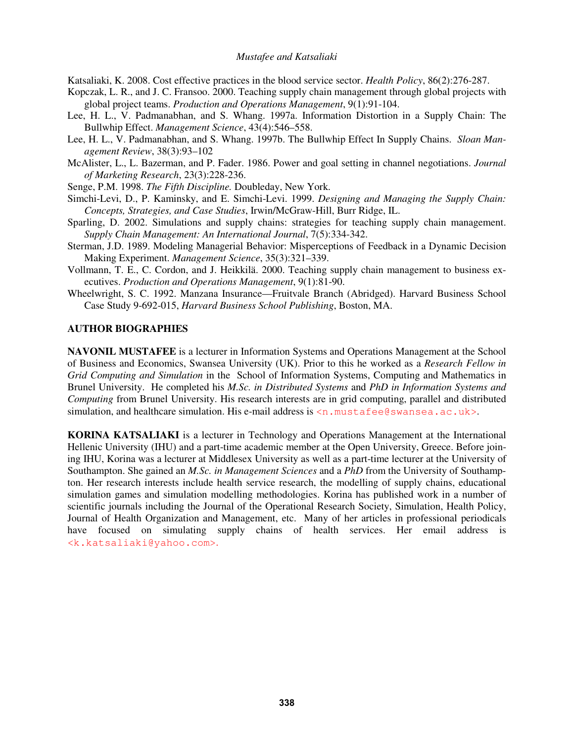Katsaliaki, K. 2008. Cost effective practices in the blood service sector. *Health Policy*, 86(2):276-287.

Kopczak, L. R., and J. C. Fransoo. 2000. Teaching supply chain management through global projects with global project teams. *Production and Operations Management*, 9(1):91-104.

Lee, H. L., V. Padmanabhan, and S. Whang. 1997a. Information Distortion in a Supply Chain: The Bullwhip Effect. *Management Science*, 43(4):546–558.

Lee, H. L., V. Padmanabhan, and S. Whang. 1997b. The Bullwhip Effect In Supply Chains. *Sloan Management Review*, 38(3):93–102

McAlister, L., L. Bazerman, and P. Fader. 1986. Power and goal setting in channel negotiations. *Journal of Marketing Research*, 23(3):228-236.

Senge, P.M. 1998. *The Fifth Discipline.* Doubleday, New York.

Simchi-Levi, D., P. Kaminsky, and E. Simchi-Levi. 1999. *Designing and Managing the Supply Chain: Concepts, Strategies, and Case Studies*, Irwin/McGraw-Hill, Burr Ridge, IL.

Sparling, D. 2002. Simulations and supply chains: strategies for teaching supply chain management. *Supply Chain Management: An International Journal*, 7(5):334-342.

Sterman, J.D. 1989. Modeling Managerial Behavior: Misperceptions of Feedback in a Dynamic Decision Making Experiment. *Management Science*, 35(3):321–339.

Vollmann, T. E., C. Cordon, and J. Heikkilä. 2000. Teaching supply chain management to business executives. *Production and Operations Management*, 9(1):81-90.

Wheelwright, S. C. 1992. Manzana Insurance—Fruitvale Branch (Abridged). Harvard Business School Case Study 9-692-015, *Harvard Business School Publishing*, Boston, MA.

## AUTHOR BIOGRAPHIES

**NAVONIL MUSTAFEE** is a lecturer in Information Systems and Operations Management at the School of Business and Economics, Swansea University (UK). Prior to this he worked as a *Research Fellow in Grid Computing and Simulation* in the School of Information Systems, Computing and Mathematics in Brunel University. He completed his *M.Sc. in Distributed Systems* and *PhD in Information Systems and Computing* from Brunel University. His research interests are in grid computing, parallel and distributed simulation, and healthcare simulation. His e-mail address is <n.mustafee@swansea.ac.uk>.

**KORINA KATSALIAKI** is a lecturer in Technology and Operations Management at the International Hellenic University (IHU) and a part-time academic member at the Open University, Greece. Before joining IHU, Korina was a lecturer at Middlesex University as well as a part-time lecturer at the University of Southampton. She gained an *M.Sc. in Management Sciences* and a *PhD* from the University of Southampton. Her research interests include health service research, the modelling of supply chains, educational simulation games and simulation modelling methodologies. Korina has published work in a number of scientific journals including the Journal of the Operational Research Society, Simulation, Health Policy, Journal of Health Organization and Management, etc. Many of her articles in professional periodicals have focused on simulating supply chains of health services. Her email address is <k.katsaliaki@yahoo.com>.